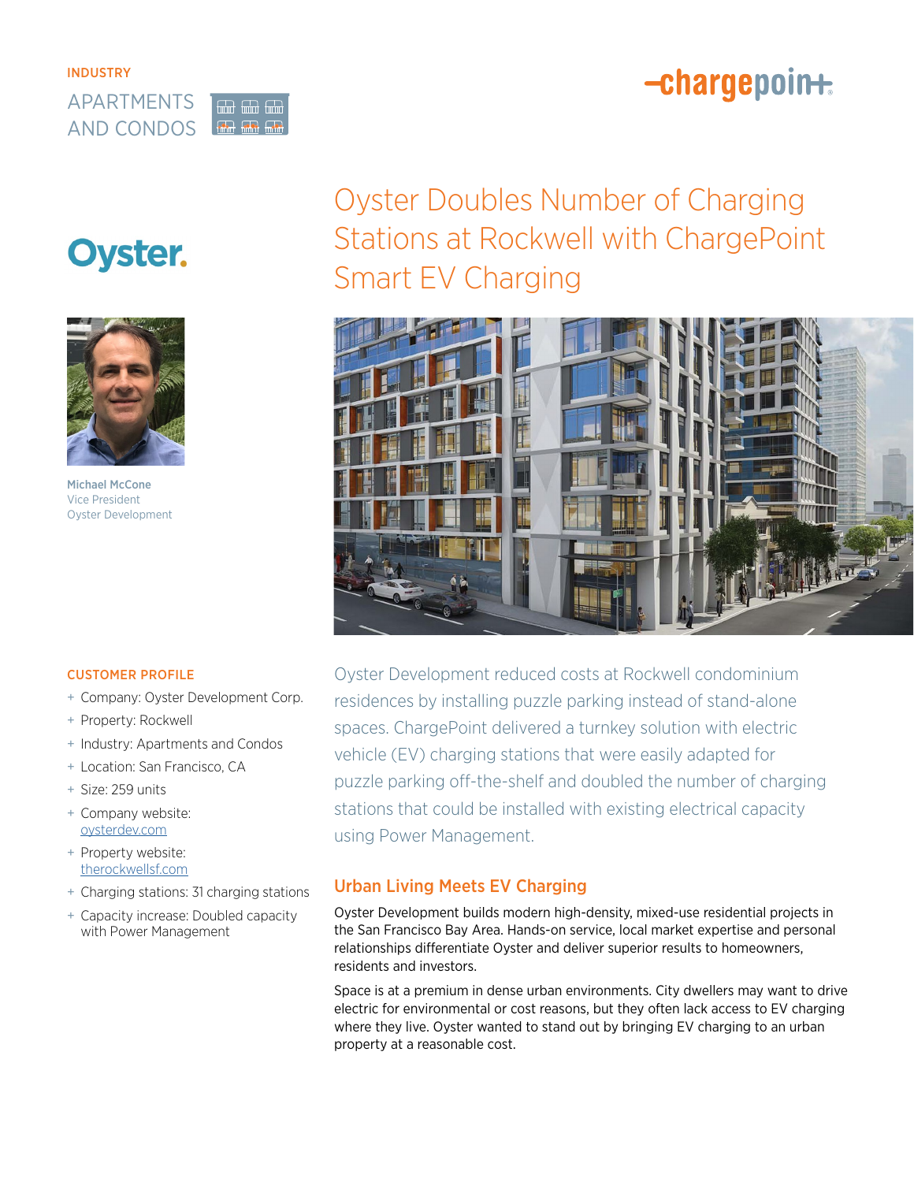INDUSTRY

APARTMENTS AND CONDOS

chargepoin+

Oyster.

# Oyster Doubles Number of Charging Stations at Rockwell with ChargePoint Smart EV Charging

**Michael McCone**
Vice President
Oyster Development

## CUSTOMER PROFILE

- + Company: Oyster Development Corp.
- + Property: Rockwell
- + Industry: Apartments and Condos
- + Location: San Francisco, CA
- + Size: 259 units
- + Company website: oysterdev.com
- + Property website: therockwellsf.com
- + Charging stations: 31 charging stations
- + Capacity increase: Doubled capacity with Power Management

Oyster Development reduced costs at Rockwell condominium residences by installing puzzle parking instead of stand-alone spaces. ChargePoint delivered a turnkey solution with electric vehicle (EV) charging stations that were easily adapted for puzzle parking off-the-shelf and doubled the number of charging stations that could be installed with existing electrical capacity using Power Management.

## Urban Living Meets EV Charging

Oyster Development builds modern high-density, mixed-use residential projects in the San Francisco Bay Area. Hands-on service, local market expertise and personal relationships differentiate Oyster and deliver superior results to homeowners, residents and investors.

Space is at a premium in dense urban environments. City dwellers may want to drive electric for environmental or cost reasons, but they often lack access to EV charging where they live. Oyster wanted to stand out by bringing EV charging to an urban property at a reasonable cost.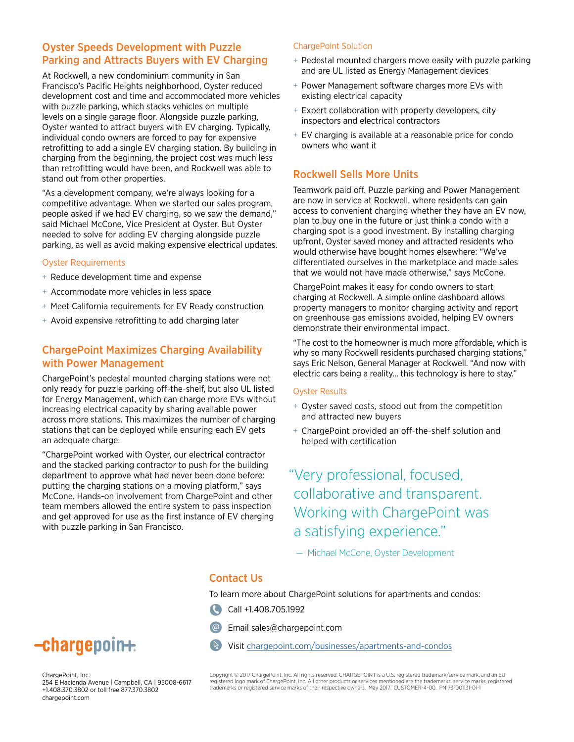## Oyster Speeds Development with Puzzle Parking and Attracts Buyers with EV Charging

At Rockwell, a new condominium community in San Francisco's Pacific Heights neighborhood, Oyster reduced development cost and time and accommodated more vehicles with puzzle parking, which stacks vehicles on multiple levels on a single garage floor. Alongside puzzle parking, Oyster wanted to attract buyers with EV charging. Typically, individual condo owners are forced to pay for expensive retrofitting to add a single EV charging station. By building in charging from the beginning, the project cost was much less than retrofitting would have been, and Rockwell was able to stand out from other properties.

"As a development company, we're always looking for a competitive advantage. When we started our sales program, people asked if we had EV charging, so we saw the demand," said Michael McCone, Vice President at Oyster. But Oyster needed to solve for adding EV charging alongside puzzle parking, as well as avoid making expensive electrical updates.

### Oyster Requirements

- Reduce development time and expense
- Accommodate more vehicles in less space
- Meet California requirements for EV Ready construction
- Avoid expensive retrofitting to add charging later

## ChargePoint Maximizes Charging Availability with Power Management

ChargePoint's pedestal mounted charging stations were not only ready for puzzle parking off-the-shelf, but also UL listed for Energy Management, which can charge more EVs without increasing electrical capacity by sharing available power across more stations. This maximizes the number of charging stations that can be deployed while ensuring each EV gets an adequate charge.

"ChargePoint worked with Oyster, our electrical contractor and the stacked parking contractor to push for the building department to approve what had never been done before: putting the charging stations on a moving platform," says McCone. Hands-on involvement from ChargePoint and other team members allowed the entire system to pass inspection and get approved for use as the first instance of EV charging with puzzle parking in San Francisco.

### ChargePoint Solution

- Pedestal mounted chargers move easily with puzzle parking and are UL listed as Energy Management devices
- Power Management software charges more EVs with existing electrical capacity
- Expert collaboration with property developers, city inspectors and electrical contractors
- EV charging is available at a reasonable price for condo owners who want it

## Rockwell Sells More Units

Teamwork paid off. Puzzle parking and Power Management are now in service at Rockwell, where residents can gain access to convenient charging whether they have an EV now, plan to buy one in the future or just think a condo with a charging spot is a good investment. By installing charging upfront, Oyster saved money and attracted residents who would otherwise have bought homes elsewhere: "We've differentiated ourselves in the marketplace and made sales that we would not have made otherwise," says McCone.

ChargePoint makes it easy for condo owners to start charging at Rockwell. A simple online dashboard allows property managers to monitor charging activity and report on greenhouse gas emissions avoided, helping EV owners demonstrate their environmental impact.

"The cost to the homeowner is much more affordable, which is why so many Rockwell residents purchased charging stations," says Eric Nelson, General Manager at Rockwell. "And now with electric cars being a reality… this technology is here to stay."

### Oyster Results

- Oyster saved costs, stood out from the competition and attracted new buyers
- ChargePoint provided an off-the-shelf solution and helped with certification

> "Very professional, focused, collaborative and transparent. Working with ChargePoint was a satisfying experience."
>
> — Michael McCone, Oyster Development

## Contact Us

To learn more about ChargePoint solutions for apartments and condos:

- Call +1.408.705.1992
- Email sales@chargepoint.com
- Visit chargepoint.com/businesses/apartments-and-condos

ChargePoint, Inc.
254 E Hacienda Avenue | Campbell, CA | 95008-6617
+1.408.370.3802 or toll free 877.370.3802
chargepoint.com

Copyright © 2017 ChargePoint, Inc. All rights reserved. CHARGEPOINT is a U.S. registered trademark/service mark, and an EU registered logo mark of ChargePoint, Inc. All other products or services mentioned are the trademarks, service marks, registered trademarks or registered service marks of their respective owners. May 2017. CUSTOMER-4-00. PN 73-001131-01-1